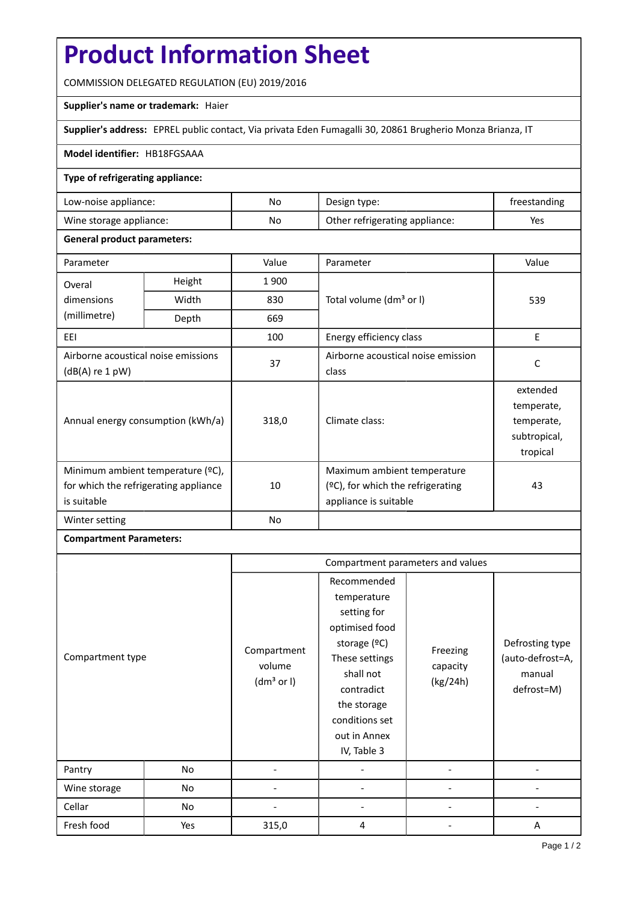# Product Information Sheet

COMMISSION DELEGATED REGULATION (EU) 2019/2016

**Supplier's name or trademark:** Haier

**Supplier's address:** EPREL public contact, Via privata Eden Fumagalli 30, 20861 Brugherio Monza Brianza, IT

**Model identifier:** HB18FGSAAA

**Type of refrigerating appliance:**

| | | | |
|---|---|---|---|
| Low-noise appliance: | No | Design type: | freestanding |
| Wine storage appliance: | No | Other refrigerating appliance: | Yes |

**General product parameters:**

| Parameter | | Value | Parameter | Value |
|---|---|---|---|---|
| Overal dimensions (millimetre) | Height | 1 900 | Total volume (dm³ or l) | 539 |
| | Width | 830 | | |
| | Depth | 669 | | |
| EEI | | 100 | Energy efficiency class | E |
| Airborne acoustical noise emissions (dB(A) re 1 pW) | | 37 | Airborne acoustical noise emission class | C |
| Annual energy consumption (kWh/a) | | 318,0 | Climate class: | extended temperate, temperate, subtropical, tropical |
| Minimum ambient temperature (ºC), for which the refrigerating appliance is suitable | | 10 | Maximum ambient temperature (ºC), for which the refrigerating appliance is suitable | 43 |
| Winter setting | | No | | |

**Compartment Parameters:**

| Compartment type | | Compartment parameters and values | | | |
|---|---|---|---|---|---|
| | | Compartment volume (dm³ or l) | Recommended temperature setting for optimised food storage (ºC) These settings shall not contradict the storage conditions set out in Annex IV, Table 3 | Freezing capacity (kg/24h) | Defrosting type (auto-defrost=A, manual defrost=M) |
| Pantry | No | - | - | - | - |
| Wine storage | No | - | - | - | - |
| Cellar | No | - | - | - | - |
| Fresh food | Yes | 315,0 | 4 | - | A |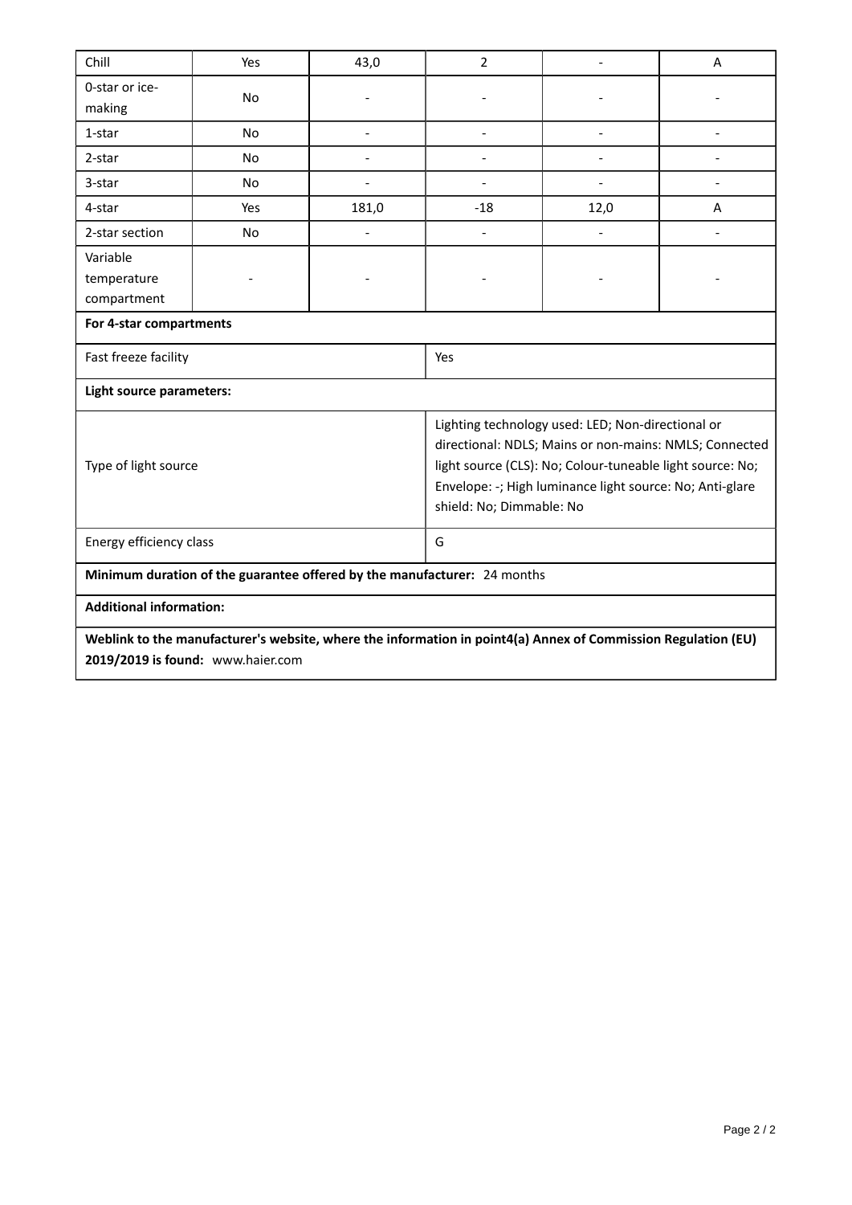| | | | | | |
|---|---|---|---|---|---|
| Chill | Yes | 43,0 | 2 | - | A |
| 0-star or ice-making | No | - | - | - | - |
| 1-star | No | - | - | - | - |
| 2-star | No | - | - | - | - |
| 3-star | No | - | - | - | - |
| 4-star | Yes | 181,0 | -18 | 12,0 | A |
| 2-star section | No | - | - | - | - |
| Variable temperature compartment | - | - | - | - | - |

| | |
|---|---|
| **For 4-star compartments** | |
| Fast freeze facility | Yes |
| **Light source parameters:** | |
| Type of light source | Lighting technology used: LED; Non-directional or directional: NDLS; Mains or non-mains: NMLS; Connected light source (CLS): No; Colour-tuneable light source: No; Envelope: -; High luminance light source: No; Anti-glare shield: No; Dimmable: No |
| Energy efficiency class | G |

**Minimum duration of the guarantee offered by the manufacturer:** 24 months

**Additional information:**

**Weblink to the manufacturer's website, where the information in point4(a) Annex of Commission Regulation (EU) 2019/2019 is found:** www.haier.com